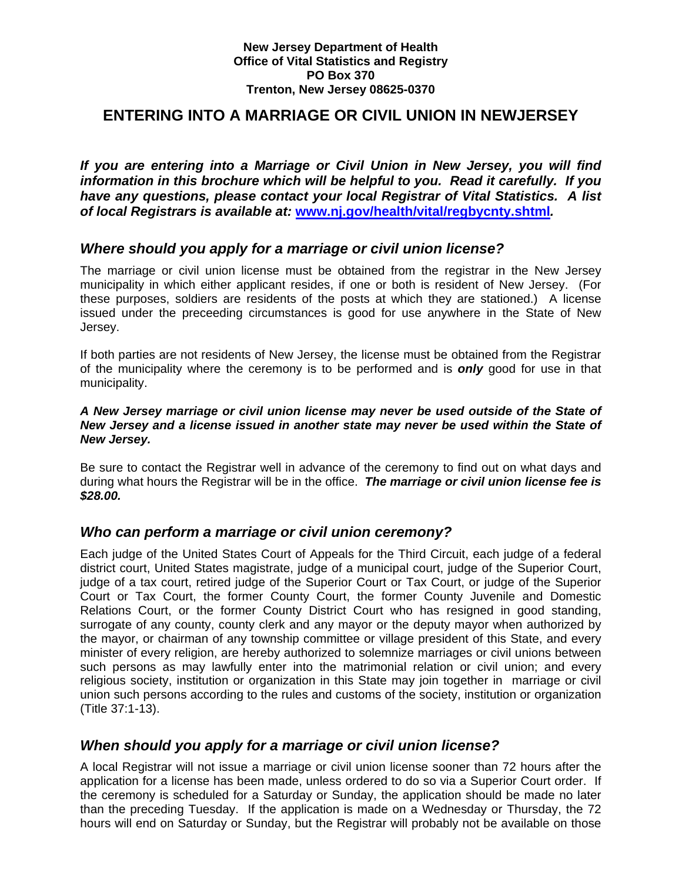**New Jersey Department of Health**
**Office of Vital Statistics and Registry**
**PO Box 370**
**Trenton, New Jersey 08625-0370**

# ENTERING INTO A MARRIAGE OR CIVIL UNION IN NEWJERSEY

***If you are entering into a Marriage or Civil Union in New Jersey, you will find information in this brochure which will be helpful to you. Read it carefully. If you have any questions, please contact your local Registrar of Vital Statistics. A list of local Registrars is available at: [www.nj.gov/health/vital/regbycnty.shtml](www.nj.gov/health/vital/regbycnty.shtml).***

## *Where should you apply for a marriage or civil union license?*

The marriage or civil union license must be obtained from the registrar in the New Jersey municipality in which either applicant resides, if one or both is resident of New Jersey. (For these purposes, soldiers are residents of the posts at which they are stationed.) A license issued under the preceeding circumstances is good for use anywhere in the State of New Jersey.

If both parties are not residents of New Jersey, the license must be obtained from the Registrar of the municipality where the ceremony is to be performed and is ***only*** good for use in that municipality.

***A New Jersey marriage or civil union license may never be used outside of the State of New Jersey and a license issued in another state may never be used within the State of New Jersey.***

Be sure to contact the Registrar well in advance of the ceremony to find out on what days and during what hours the Registrar will be in the office. ***The marriage or civil union license fee is $28.00.***

## *Who can perform a marriage or civil union ceremony?*

Each judge of the United States Court of Appeals for the Third Circuit, each judge of a federal district court, United States magistrate, judge of a municipal court, judge of the Superior Court, judge of a tax court, retired judge of the Superior Court or Tax Court, or judge of the Superior Court or Tax Court, the former County Court, the former County Juvenile and Domestic Relations Court, or the former County District Court who has resigned in good standing, surrogate of any county, county clerk and any mayor or the deputy mayor when authorized by the mayor, or chairman of any township committee or village president of this State, and every minister of every religion, are hereby authorized to solemnize marriages or civil unions between such persons as may lawfully enter into the matrimonial relation or civil union; and every religious society, institution or organization in this State may join together in marriage or civil union such persons according to the rules and customs of the society, institution or organization (Title 37:1-13).

## *When should you apply for a marriage or civil union license?*

A local Registrar will not issue a marriage or civil union license sooner than 72 hours after the application for a license has been made, unless ordered to do so via a Superior Court order. If the ceremony is scheduled for a Saturday or Sunday, the application should be made no later than the preceding Tuesday. If the application is made on a Wednesday or Thursday, the 72 hours will end on Saturday or Sunday, but the Registrar will probably not be available on those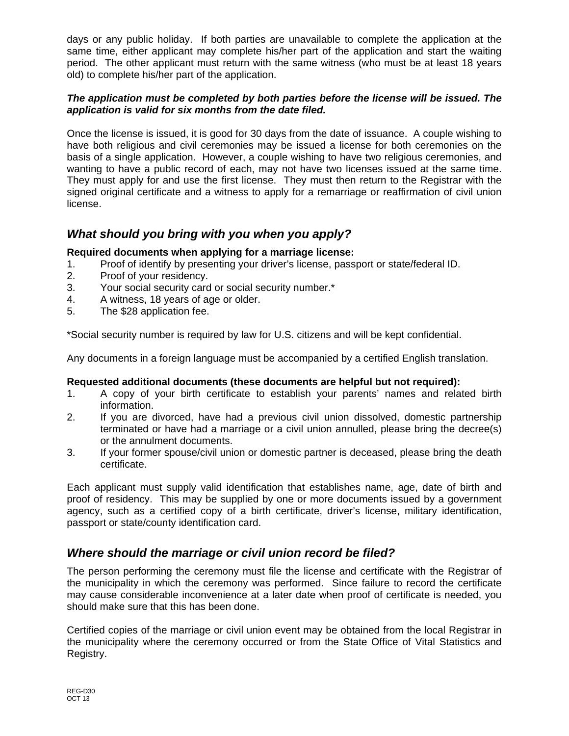days or any public holiday. If both parties are unavailable to complete the application at the same time, either applicant may complete his/her part of the application and start the waiting period. The other applicant must return with the same witness (who must be at least 18 years old) to complete his/her part of the application.

***The application must be completed by both parties before the license will be issued. The application is valid for six months from the date filed.***

Once the license is issued, it is good for 30 days from the date of issuance. A couple wishing to have both religious and civil ceremonies may be issued a license for both ceremonies on the basis of a single application. However, a couple wishing to have two religious ceremonies, and wanting to have a public record of each, may not have two licenses issued at the same time. They must apply for and use the first license. They must then return to the Registrar with the signed original certificate and a witness to apply for a remarriage or reaffirmation of civil union license.

## *What should you bring with you when you apply?*

**Required documents when applying for a marriage license:**

1. Proof of identify by presenting your driver's license, passport or state/federal ID.
2. Proof of your residency.
3. Your social security card or social security number.*
4. A witness, 18 years of age or older.
5. The $28 application fee.

*Social security number is required by law for U.S. citizens and will be kept confidential.

Any documents in a foreign language must be accompanied by a certified English translation.

**Requested additional documents (these documents are helpful but not required):**

1. A copy of your birth certificate to establish your parents' names and related birth information.
2. If you are divorced, have had a previous civil union dissolved, domestic partnership terminated or have had a marriage or a civil union annulled, please bring the decree(s) or the annulment documents.
3. If your former spouse/civil union or domestic partner is deceased, please bring the death certificate.

Each applicant must supply valid identification that establishes name, age, date of birth and proof of residency. This may be supplied by one or more documents issued by a government agency, such as a certified copy of a birth certificate, driver's license, military identification, passport or state/county identification card.

## *Where should the marriage or civil union record be filed?*

The person performing the ceremony must file the license and certificate with the Registrar of the municipality in which the ceremony was performed. Since failure to record the certificate may cause considerable inconvenience at a later date when proof of certificate is needed, you should make sure that this has been done.

Certified copies of the marriage or civil union event may be obtained from the local Registrar in the municipality where the ceremony occurred or from the State Office of Vital Statistics and Registry.

REG-D30
OCT 13